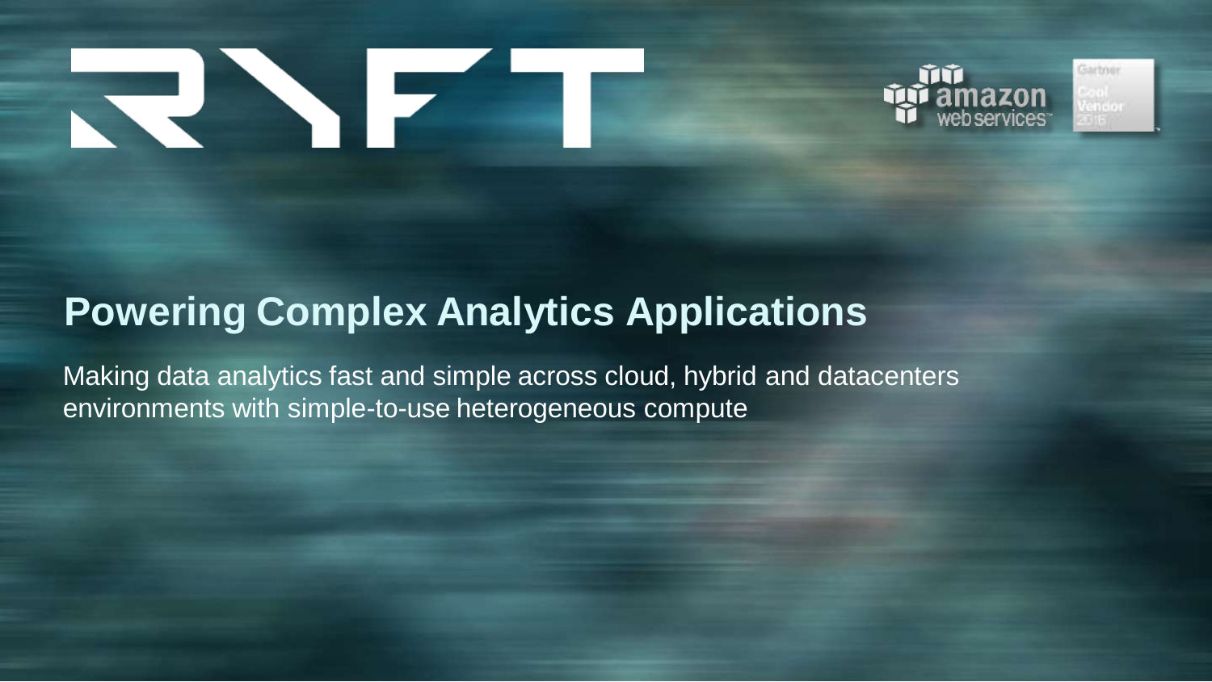# Powering Complex Analytics Applications

Making data analytics fast and simple across cloud, hybrid and datacenters environments with simple-to-use heterogeneous compute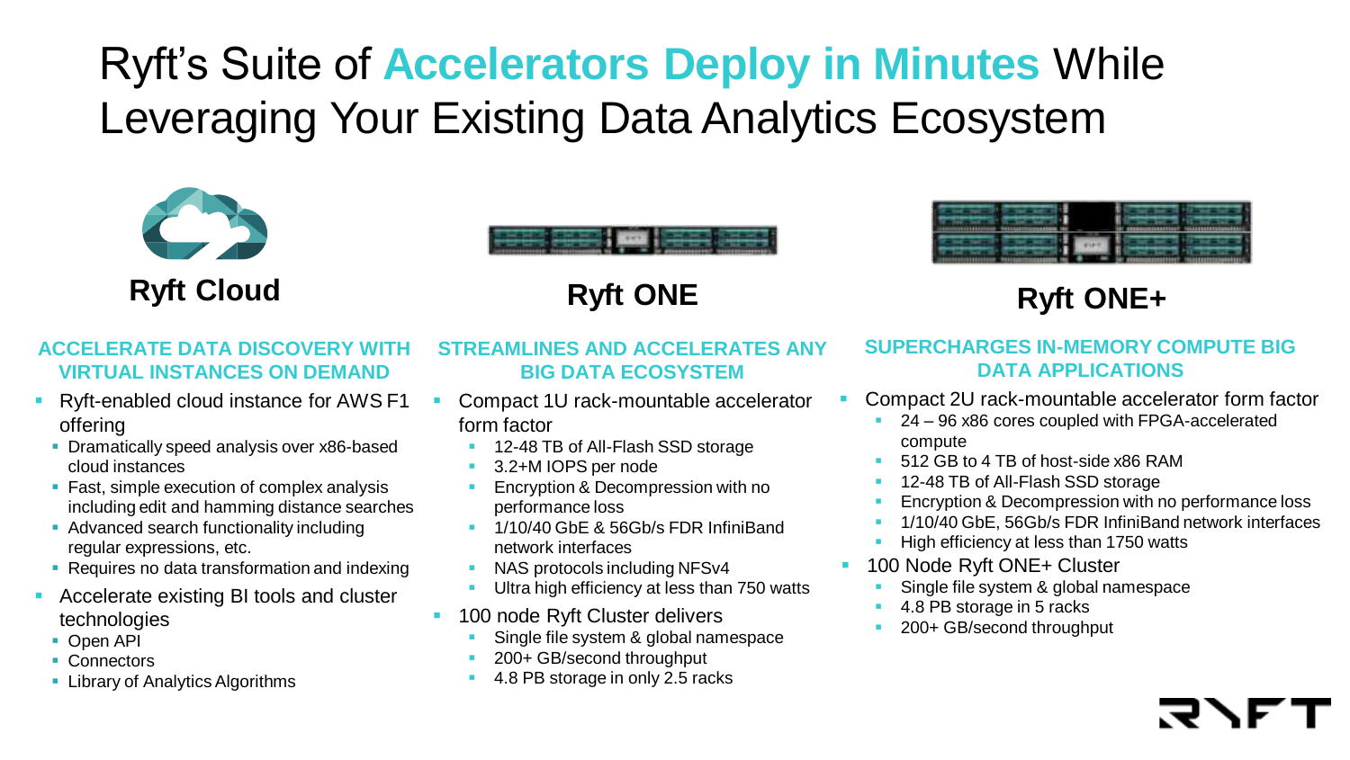# Ryft's Suite of Accelerators Deploy in Minutes While Leveraging Your Existing Data Analytics Ecosystem

## Ryft Cloud

### ACCELERATE DATA DISCOVERY WITH VIRTUAL INSTANCES ON DEMAND

- Ryft-enabled cloud instance for AWS F1 offering
  - Dramatically speed analysis over x86-based cloud instances
  - Fast, simple execution of complex analysis including edit and hamming distance searches
  - Advanced search functionality including regular expressions, etc.
  - Requires no data transformation and indexing
- Accelerate existing BI tools and cluster technologies
  - Open API
  - Connectors
  - Library of Analytics Algorithms

## Ryft ONE

### STREAMLINES AND ACCELERATES ANY BIG DATA ECOSYSTEM

- Compact 1U rack-mountable accelerator form factor
  - 12-48 TB of All-Flash SSD storage
  - 3.2+M IOPS per node
  - Encryption & Decompression with no performance loss
  - 1/10/40 GbE & 56Gb/s FDR InfiniBand network interfaces
  - NAS protocols including NFSv4
  - Ultra high efficiency at less than 750 watts
- 100 node Ryft Cluster delivers
  - Single file system & global namespace
  - 200+ GB/second throughput
  - 4.8 PB storage in only 2.5 racks

## Ryft ONE+

### SUPERCHARGES IN-MEMORY COMPUTE BIG DATA APPLICATIONS

- Compact 2U rack-mountable accelerator form factor
  - 24 – 96 x86 cores coupled with FPGA-accelerated compute
  - 512 GB to 4 TB of host-side x86 RAM
  - 12-48 TB of All-Flash SSD storage
  - Encryption & Decompression with no performance loss
  - 1/10/40 GbE, 56Gb/s FDR InfiniBand network interfaces
  - High efficiency at less than 1750 watts
- 100 Node Ryft ONE+ Cluster
  - Single file system & global namespace
  - 4.8 PB storage in 5 racks
  - 200+ GB/second throughput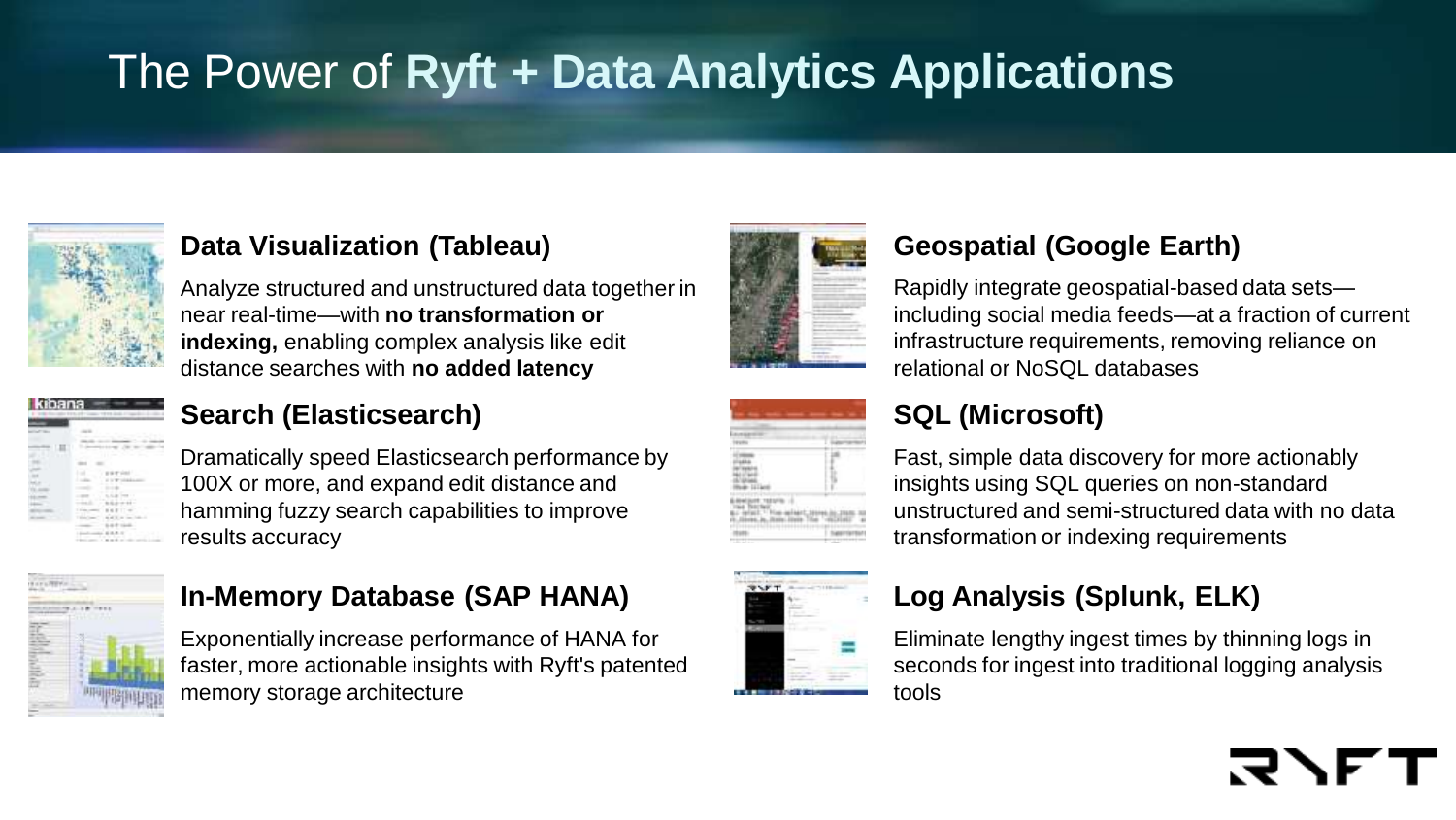# The Power of **Ryft + Data Analytics Applications**

### Data Visualization (Tableau)

Analyze structured and unstructured data together in near real-time—with **no transformation or indexing,** enabling complex analysis like edit distance searches with **no added latency**

### Search (Elasticsearch)

Dramatically speed Elasticsearch performance by 100X or more, and expand edit distance and hamming fuzzy search capabilities to improve results accuracy

### In-Memory Database (SAP HANA)

Exponentially increase performance of HANA for faster, more actionable insights with Ryft's patented memory storage architecture

### Geospatial (Google Earth)

Rapidly integrate geospatial-based data sets—including social media feeds—at a fraction of current infrastructure requirements, removing reliance on relational or NoSQL databases

### SQL (Microsoft)

Fast, simple data discovery for more actionably insights using SQL queries on non-standard unstructured and semi-structured data with no data transformation or indexing requirements

### Log Analysis (Splunk, ELK)

Eliminate lengthy ingest times by thinning logs in seconds for ingest into traditional logging analysis tools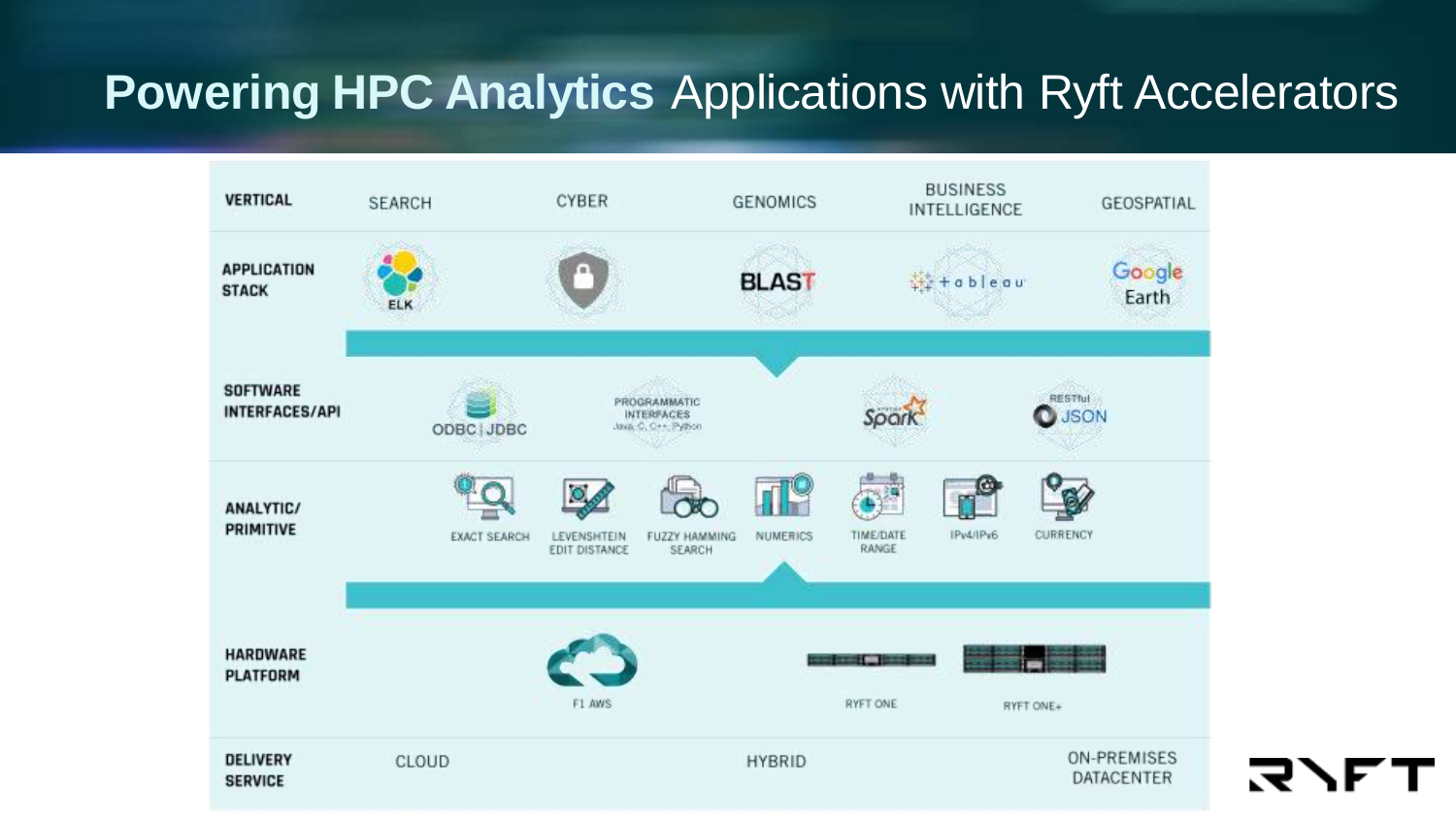# Powering HPC Analytics Applications with Ryft Accelerators

**VERTICAL**: SEARCH | CYBER | GENOMICS | BUSINESS INTELLIGENCE | GEOSPATIAL

**APPLICATION STACK**: ELK | BLAST | tableau | Google Earth

**SOFTWARE INTERFACES/API**: ODBC | JDBC | PROGRAMMATIC INTERFACES Java, C, C++, Python | Spark | RESTful JSON

**ANALYTIC/PRIMITIVE**: EXACT SEARCH | LEVENSHTEIN EDIT DISTANCE | FUZZY HAMMING SEARCH | NUMERICS | TIME/DATE RANGE | IPv4/IPv6 | CURRENCY

**HARDWARE PLATFORM**: F1 AWS | RYFT ONE | RYFT ONE+

**DELIVERY SERVICE**: CLOUD | HYBRID | ON-PREMISES DATACENTER

RYFT